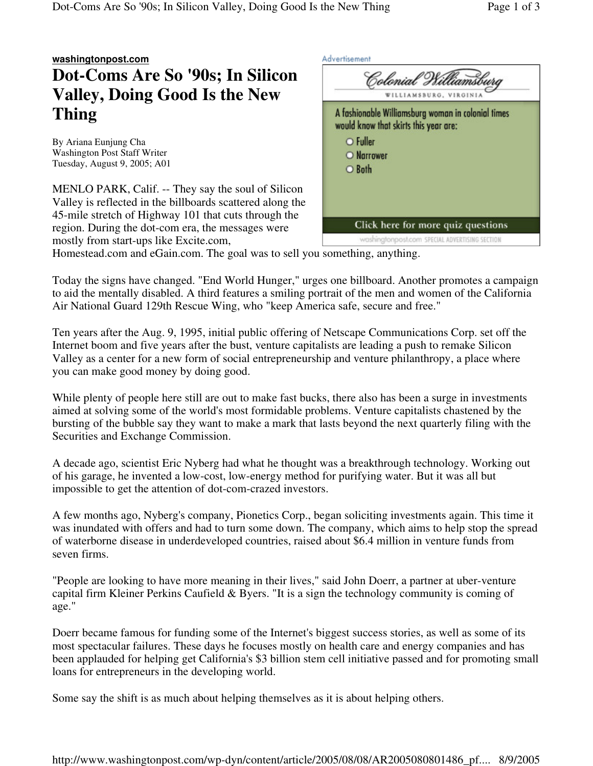**washingtonpost.com**

# Dot-Coms Are So '90s; In Silicon Valley, Doing Good Is the New Thing

By Ariana Eunjung Cha
Washington Post Staff Writer
Tuesday, August 9, 2005; A01

MENLO PARK, Calif. -- They say the soul of Silicon Valley is reflected in the billboards scattered along the 45-mile stretch of Highway 101 that cuts through the region. During the dot-com era, the messages were mostly from start-ups like Excite.com, Homestead.com and eGain.com. The goal was to sell you something, anything.

Today the signs have changed. "End World Hunger," urges one billboard. Another promotes a campaign to aid the mentally disabled. A third features a smiling portrait of the men and women of the California Air National Guard 129th Rescue Wing, who "keep America safe, secure and free."

Ten years after the Aug. 9, 1995, initial public offering of Netscape Communications Corp. set off the Internet boom and five years after the bust, venture capitalists are leading a push to remake Silicon Valley as a center for a new form of social entrepreneurship and venture philanthropy, a place where you can make good money by doing good.

While plenty of people here still are out to make fast bucks, there also has been a surge in investments aimed at solving some of the world's most formidable problems. Venture capitalists chastened by the bursting of the bubble say they want to make a mark that lasts beyond the next quarterly filing with the Securities and Exchange Commission.

A decade ago, scientist Eric Nyberg had what he thought was a breakthrough technology. Working out of his garage, he invented a low-cost, low-energy method for purifying water. But it was all but impossible to get the attention of dot-com-crazed investors.

A few months ago, Nyberg's company, Pionetics Corp., began soliciting investments again. This time it was inundated with offers and had to turn some down. The company, which aims to help stop the spread of waterborne disease in underdeveloped countries, raised about $6.4 million in venture funds from seven firms.

"People are looking to have more meaning in their lives," said John Doerr, a partner at uber-venture capital firm Kleiner Perkins Caufield & Byers. "It is a sign the technology community is coming of age."

Doerr became famous for funding some of the Internet's biggest success stories, as well as some of its most spectacular failures. These days he focuses mostly on health care and energy companies and has been applauded for helping get California's $3 billion stem cell initiative passed and for promoting small loans for entrepreneurs in the developing world.

Some say the shift is as much about helping themselves as it is about helping others.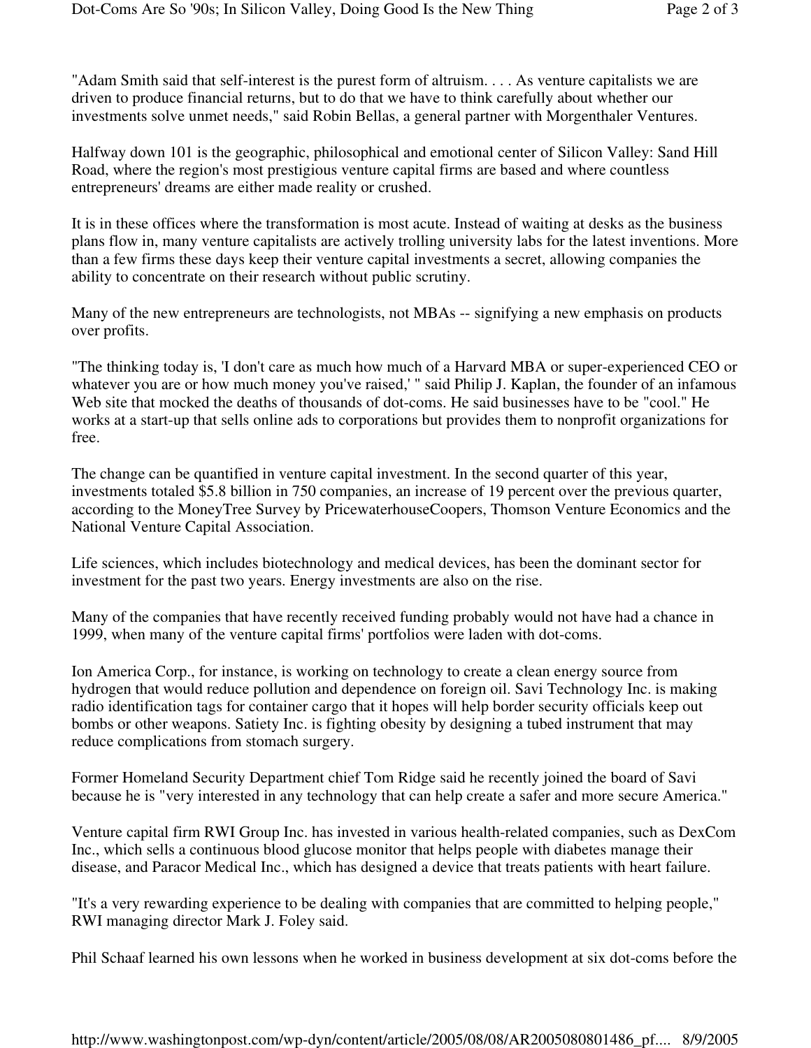"Adam Smith said that self-interest is the purest form of altruism. . . . As venture capitalists we are driven to produce financial returns, but to do that we have to think carefully about whether our investments solve unmet needs," said Robin Bellas, a general partner with Morgenthaler Ventures.

Halfway down 101 is the geographic, philosophical and emotional center of Silicon Valley: Sand Hill Road, where the region's most prestigious venture capital firms are based and where countless entrepreneurs' dreams are either made reality or crushed.

It is in these offices where the transformation is most acute. Instead of waiting at desks as the business plans flow in, many venture capitalists are actively trolling university labs for the latest inventions. More than a few firms these days keep their venture capital investments a secret, allowing companies the ability to concentrate on their research without public scrutiny.

Many of the new entrepreneurs are technologists, not MBAs -- signifying a new emphasis on products over profits.

"The thinking today is, 'I don't care as much how much of a Harvard MBA or super-experienced CEO or whatever you are or how much money you've raised,' " said Philip J. Kaplan, the founder of an infamous Web site that mocked the deaths of thousands of dot-coms. He said businesses have to be "cool." He works at a start-up that sells online ads to corporations but provides them to nonprofit organizations for free.

The change can be quantified in venture capital investment. In the second quarter of this year, investments totaled $5.8 billion in 750 companies, an increase of 19 percent over the previous quarter, according to the MoneyTree Survey by PricewaterhouseCoopers, Thomson Venture Economics and the National Venture Capital Association.

Life sciences, which includes biotechnology and medical devices, has been the dominant sector for investment for the past two years. Energy investments are also on the rise.

Many of the companies that have recently received funding probably would not have had a chance in 1999, when many of the venture capital firms' portfolios were laden with dot-coms.

Ion America Corp., for instance, is working on technology to create a clean energy source from hydrogen that would reduce pollution and dependence on foreign oil. Savi Technology Inc. is making radio identification tags for container cargo that it hopes will help border security officials keep out bombs or other weapons. Satiety Inc. is fighting obesity by designing a tubed instrument that may reduce complications from stomach surgery.

Former Homeland Security Department chief Tom Ridge said he recently joined the board of Savi because he is "very interested in any technology that can help create a safer and more secure America."

Venture capital firm RWI Group Inc. has invested in various health-related companies, such as DexCom Inc., which sells a continuous blood glucose monitor that helps people with diabetes manage their disease, and Paracor Medical Inc., which has designed a device that treats patients with heart failure.

"It's a very rewarding experience to be dealing with companies that are committed to helping people," RWI managing director Mark J. Foley said.

Phil Schaaf learned his own lessons when he worked in business development at six dot-coms before the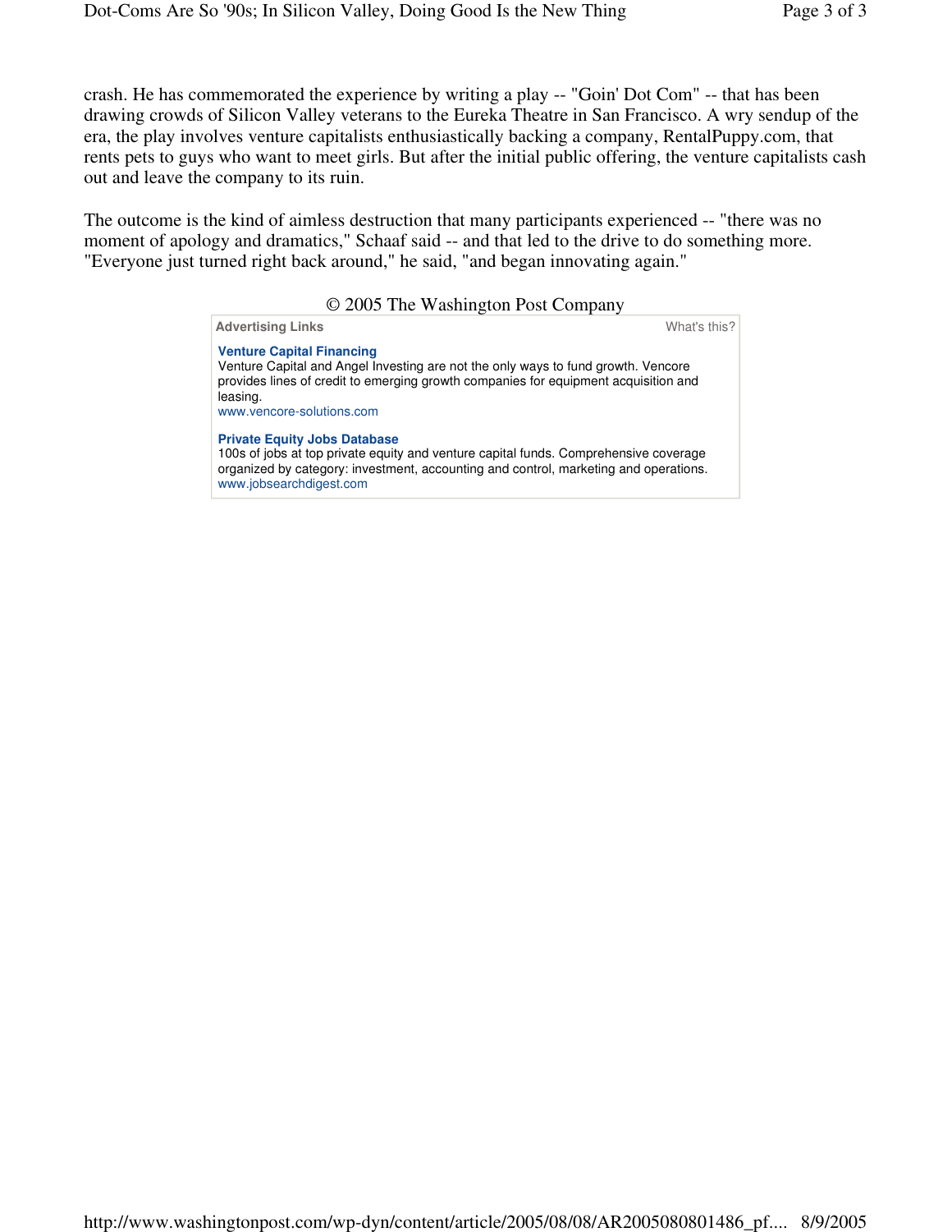crash. He has commemorated the experience by writing a play -- "Goin' Dot Com" -- that has been drawing crowds of Silicon Valley veterans to the Eureka Theatre in San Francisco. A wry sendup of the era, the play involves venture capitalists enthusiastically backing a company, RentalPuppy.com, that rents pets to guys who want to meet girls. But after the initial public offering, the venture capitalists cash out and leave the company to its ruin.

The outcome is the kind of aimless destruction that many participants experienced -- "there was no moment of apology and dramatics," Schaaf said -- and that led to the drive to do something more. "Everyone just turned right back around," he said, "and began innovating again."

© 2005 The Washington Post Company

**Advertising Links** What's this?

**Venture Capital Financing**
Venture Capital and Angel Investing are not the only ways to fund growth. Vencore provides lines of credit to emerging growth companies for equipment acquisition and leasing.
www.vencore-solutions.com

**Private Equity Jobs Database**
100s of jobs at top private equity and venture capital funds. Comprehensive coverage organized by category: investment, accounting and control, marketing and operations.
www.jobsearchdigest.com